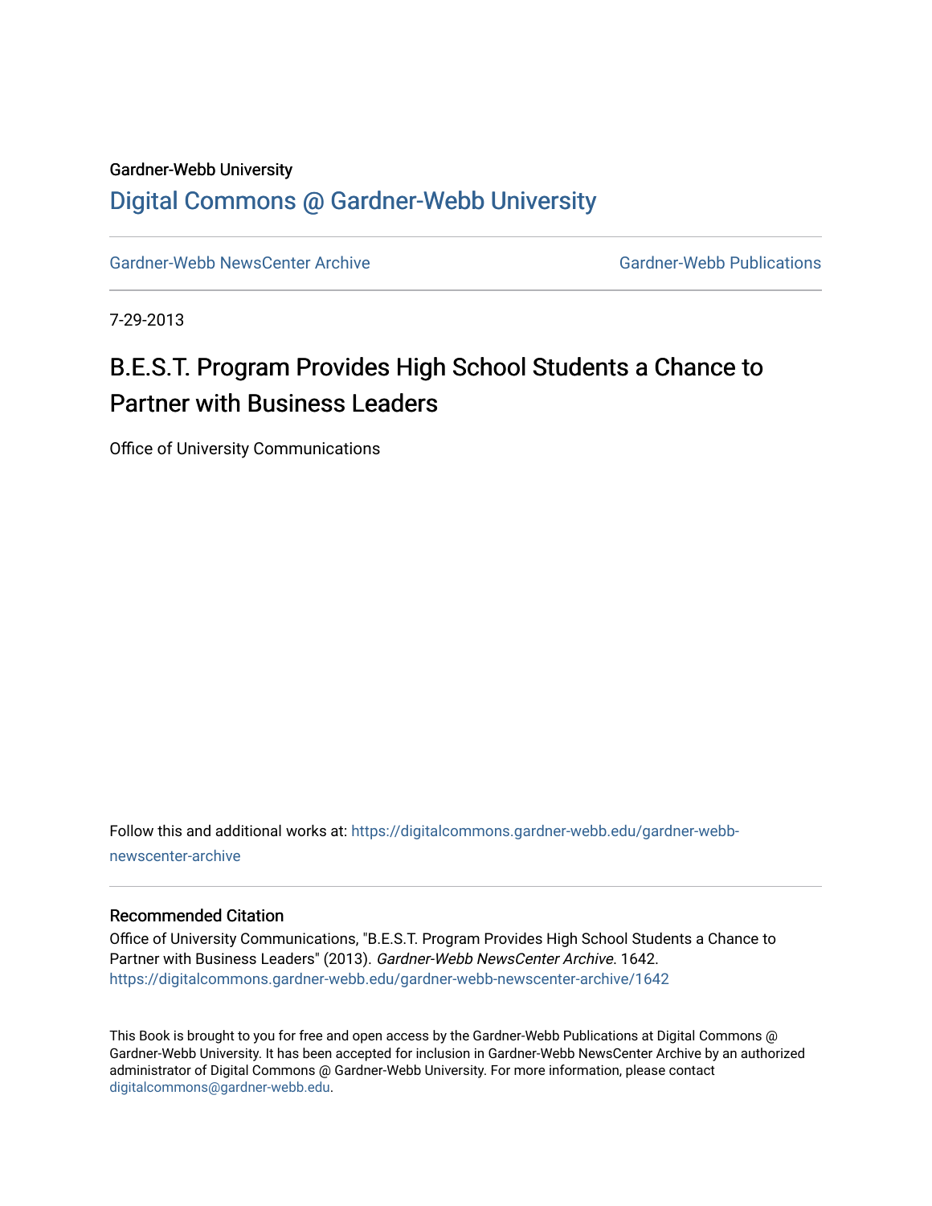Gardner-Webb University

# Digital Commons @ Gardner-Webb University

Gardner-Webb NewsCenter Archive | Gardner-Webb Publications

7-29-2013

# B.E.S.T. Program Provides High School Students a Chance to Partner with Business Leaders

Office of University Communications

Follow this and additional works at: https://digitalcommons.gardner-webb.edu/gardner-webb-newscenter-archive

## Recommended Citation

Office of University Communications, "B.E.S.T. Program Provides High School Students a Chance to Partner with Business Leaders" (2013). *Gardner-Webb NewsCenter Archive*. 1642.
https://digitalcommons.gardner-webb.edu/gardner-webb-newscenter-archive/1642

This Book is brought to you for free and open access by the Gardner-Webb Publications at Digital Commons @ Gardner-Webb University. It has been accepted for inclusion in Gardner-Webb NewsCenter Archive by an authorized administrator of Digital Commons @ Gardner-Webb University. For more information, please contact digitalcommons@gardner-webb.edu.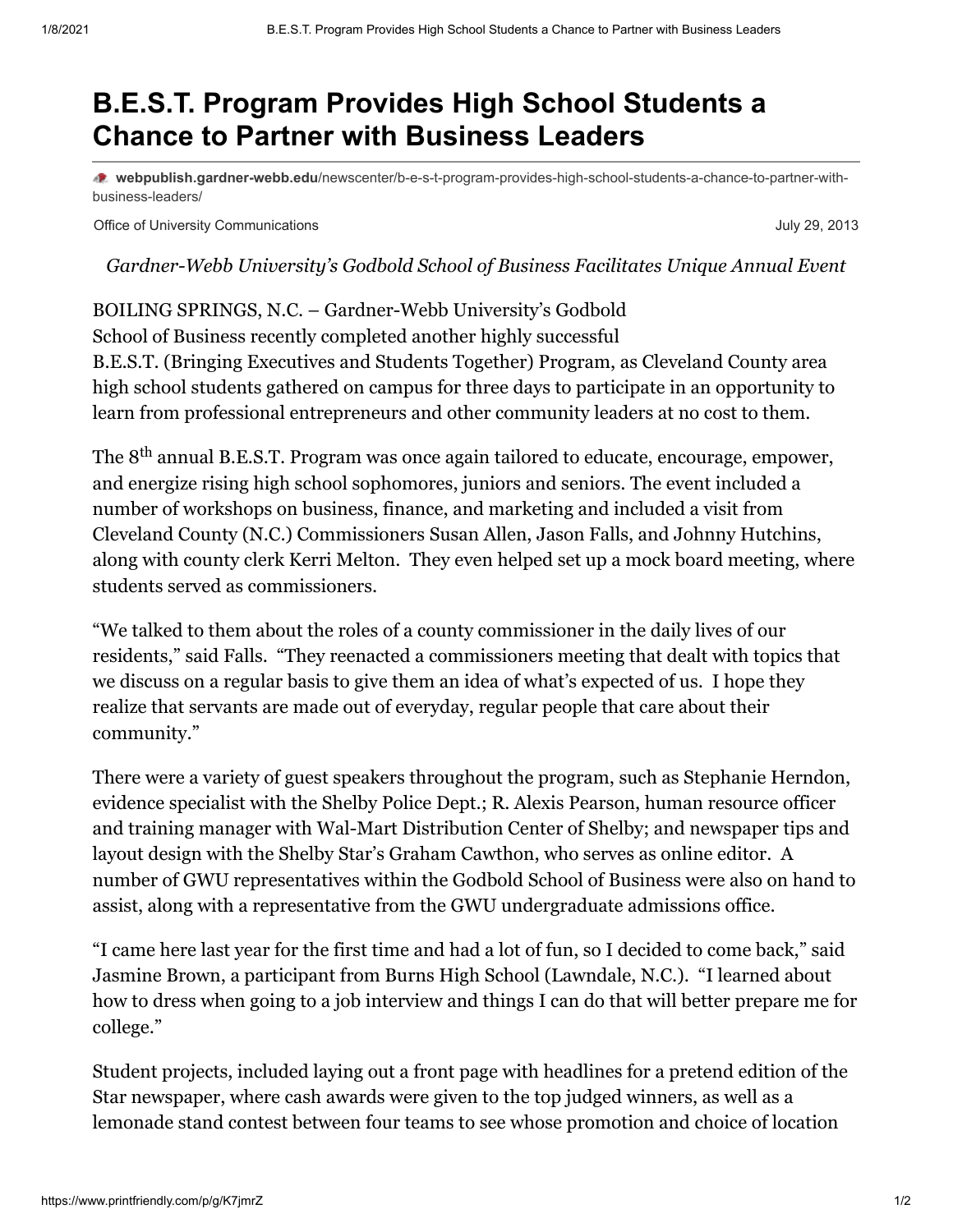# B.E.S.T. Program Provides High School Students a Chance to Partner with Business Leaders

**webpublish.gardner-webb.edu**/newscenter/b-e-s-t-program-provides-high-school-students-a-chance-to-partner-with-business-leaders/

Office of University Communications — July 29, 2013

*Gardner-Webb University's Godbold School of Business Facilitates Unique Annual Event*

BOILING SPRINGS, N.C. – Gardner-Webb University's Godbold School of Business recently completed another highly successful B.E.S.T. (Bringing Executives and Students Together) Program, as Cleveland County area high school students gathered on campus for three days to participate in an opportunity to learn from professional entrepreneurs and other community leaders at no cost to them.

The 8th annual B.E.S.T. Program was once again tailored to educate, encourage, empower, and energize rising high school sophomores, juniors and seniors. The event included a number of workshops on business, finance, and marketing and included a visit from Cleveland County (N.C.) Commissioners Susan Allen, Jason Falls, and Johnny Hutchins, along with county clerk Kerri Melton. They even helped set up a mock board meeting, where students served as commissioners.

"We talked to them about the roles of a county commissioner in the daily lives of our residents," said Falls. "They reenacted a commissioners meeting that dealt with topics that we discuss on a regular basis to give them an idea of what's expected of us. I hope they realize that servants are made out of everyday, regular people that care about their community."

There were a variety of guest speakers throughout the program, such as Stephanie Herndon, evidence specialist with the Shelby Police Dept.; R. Alexis Pearson, human resource officer and training manager with Wal-Mart Distribution Center of Shelby; and newspaper tips and layout design with the Shelby Star's Graham Cawthon, who serves as online editor. A number of GWU representatives within the Godbold School of Business were also on hand to assist, along with a representative from the GWU undergraduate admissions office.

"I came here last year for the first time and had a lot of fun, so I decided to come back," said Jasmine Brown, a participant from Burns High School (Lawndale, N.C.). "I learned about how to dress when going to a job interview and things I can do that will better prepare me for college."

Student projects, included laying out a front page with headlines for a pretend edition of the Star newspaper, where cash awards were given to the top judged winners, as well as a lemonade stand contest between four teams to see whose promotion and choice of location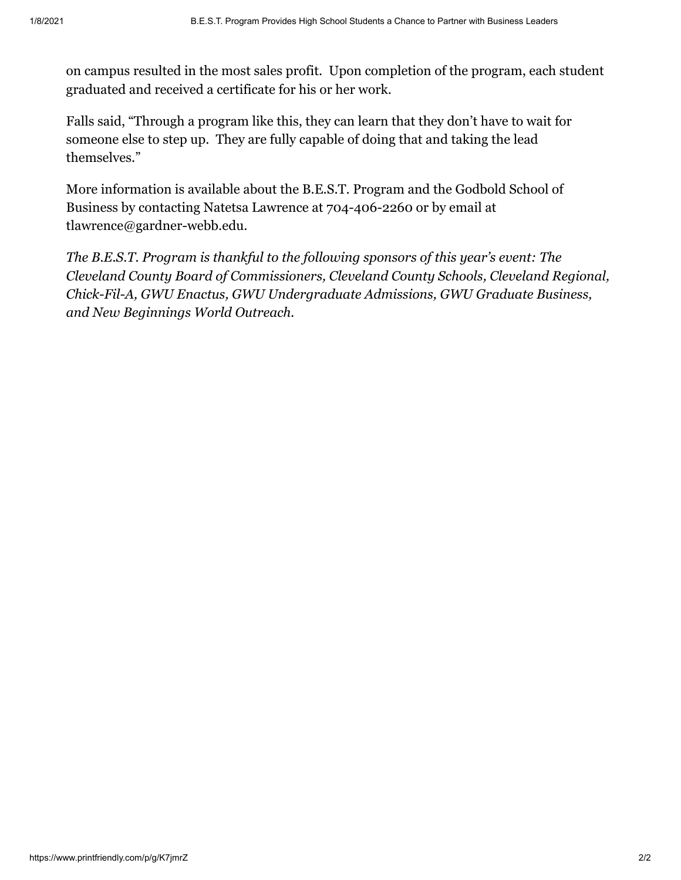on campus resulted in the most sales profit.  Upon completion of the program, each student graduated and received a certificate for his or her work.

Falls said, "Through a program like this, they can learn that they don't have to wait for someone else to step up.  They are fully capable of doing that and taking the lead themselves."

More information is available about the B.E.S.T. Program and the Godbold School of Business by contacting Natetsa Lawrence at 704-406-2260 or by email at tlawrence@gardner-webb.edu.

*The B.E.S.T. Program is thankful to the following sponsors of this year's event: The Cleveland County Board of Commissioners, Cleveland County Schools, Cleveland Regional, Chick-Fil-A, GWU Enactus, GWU Undergraduate Admissions, GWU Graduate Business, and New Beginnings World Outreach.*